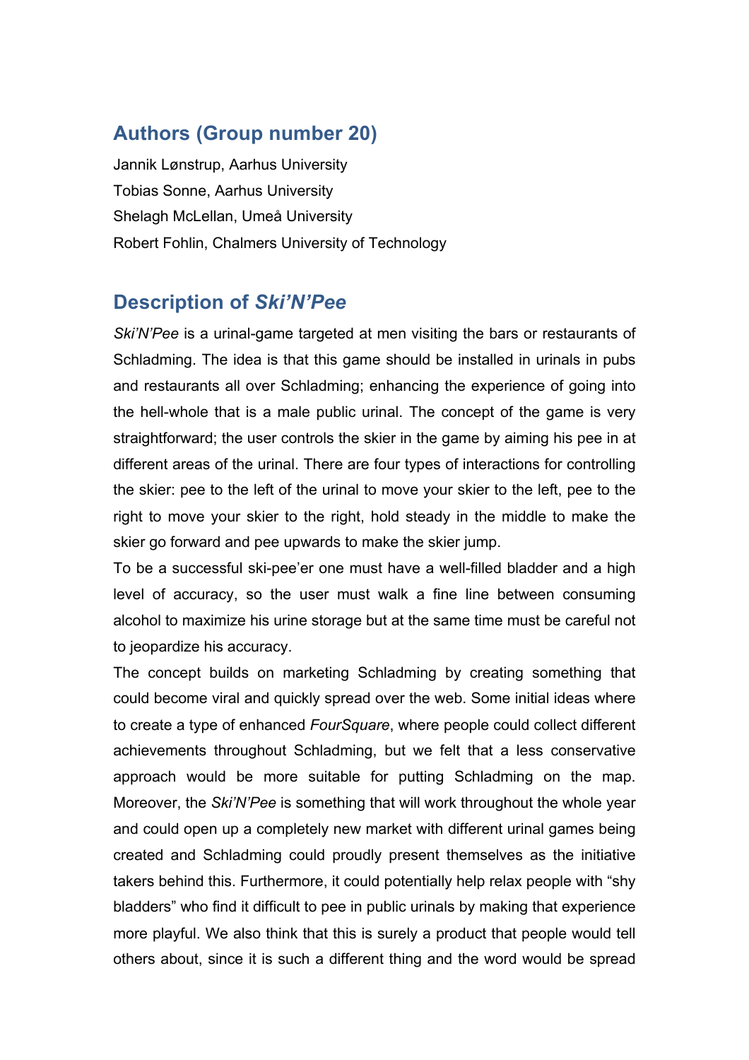## Authors (Group number 20)

Jannik Lønstrup, Aarhus University
Tobias Sonne, Aarhus University
Shelagh McLellan, Umeå University
Robert Fohlin, Chalmers University of Technology

## Description of *Ski'N'Pee*

*Ski'N'Pee* is a urinal-game targeted at men visiting the bars or restaurants of Schladming. The idea is that this game should be installed in urinals in pubs and restaurants all over Schladming; enhancing the experience of going into the hell-whole that is a male public urinal. The concept of the game is very straightforward; the user controls the skier in the game by aiming his pee in at different areas of the urinal. There are four types of interactions for controlling the skier: pee to the left of the urinal to move your skier to the left, pee to the right to move your skier to the right, hold steady in the middle to make the skier go forward and pee upwards to make the skier jump.

To be a successful ski-pee'er one must have a well-filled bladder and a high level of accuracy, so the user must walk a fine line between consuming alcohol to maximize his urine storage but at the same time must be careful not to jeopardize his accuracy.

The concept builds on marketing Schladming by creating something that could become viral and quickly spread over the web. Some initial ideas where to create a type of enhanced *FourSquare*, where people could collect different achievements throughout Schladming, but we felt that a less conservative approach would be more suitable for putting Schladming on the map. Moreover, the *Ski'N'Pee* is something that will work throughout the whole year and could open up a completely new market with different urinal games being created and Schladming could proudly present themselves as the initiative takers behind this. Furthermore, it could potentially help relax people with "shy bladders" who find it difficult to pee in public urinals by making that experience more playful. We also think that this is surely a product that people would tell others about, since it is such a different thing and the word would be spread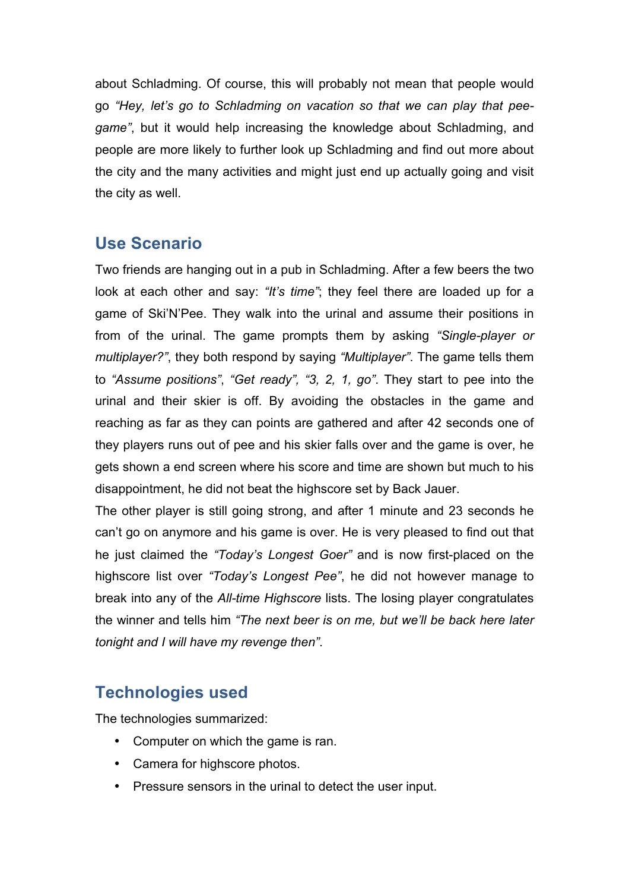about Schladming. Of course, this will probably not mean that people would go *"Hey, let's go to Schladming on vacation so that we can play that pee-game"*, but it would help increasing the knowledge about Schladming, and people are more likely to further look up Schladming and find out more about the city and the many activities and might just end up actually going and visit the city as well.

## Use Scenario

Two friends are hanging out in a pub in Schladming. After a few beers the two look at each other and say: *"It's time"*; they feel there are loaded up for a game of Ski'N'Pee. They walk into the urinal and assume their positions in from of the urinal. The game prompts them by asking *"Single-player or multiplayer?"*, they both respond by saying *"Multiplayer"*. The game tells them to *"Assume positions"*, *"Get ready"*, *"3, 2, 1, go"*. They start to pee into the urinal and their skier is off. By avoiding the obstacles in the game and reaching as far as they can points are gathered and after 42 seconds one of they players runs out of pee and his skier falls over and the game is over, he gets shown a end screen where his score and time are shown but much to his disappointment, he did not beat the highscore set by Back Jauer.

The other player is still going strong, and after 1 minute and 23 seconds he can't go on anymore and his game is over. He is very pleased to find out that he just claimed the *"Today's Longest Goer"* and is now first-placed on the highscore list over *"Today's Longest Pee"*, he did not however manage to break into any of the *All-time Highscore* lists. The losing player congratulates the winner and tells him *"The next beer is on me, but we'll be back here later tonight and I will have my revenge then"*.

## Technologies used

The technologies summarized:

- Computer on which the game is ran.
- Camera for highscore photos.
- Pressure sensors in the urinal to detect the user input.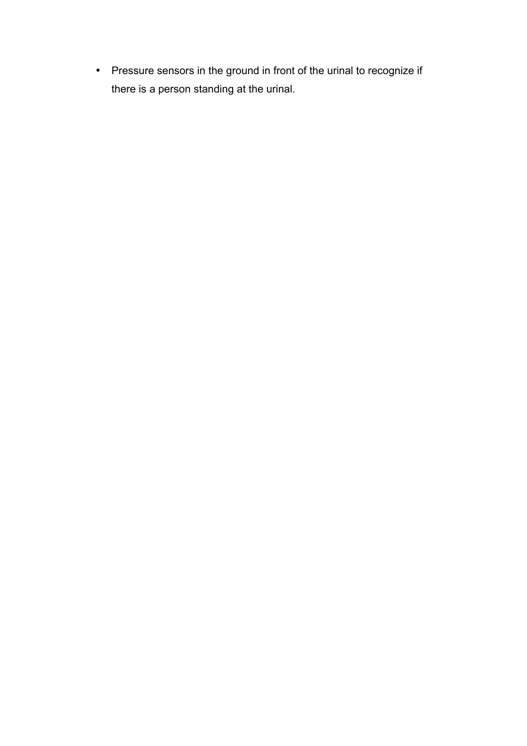- Pressure sensors in the ground in front of the urinal to recognize if there is a person standing at the urinal.